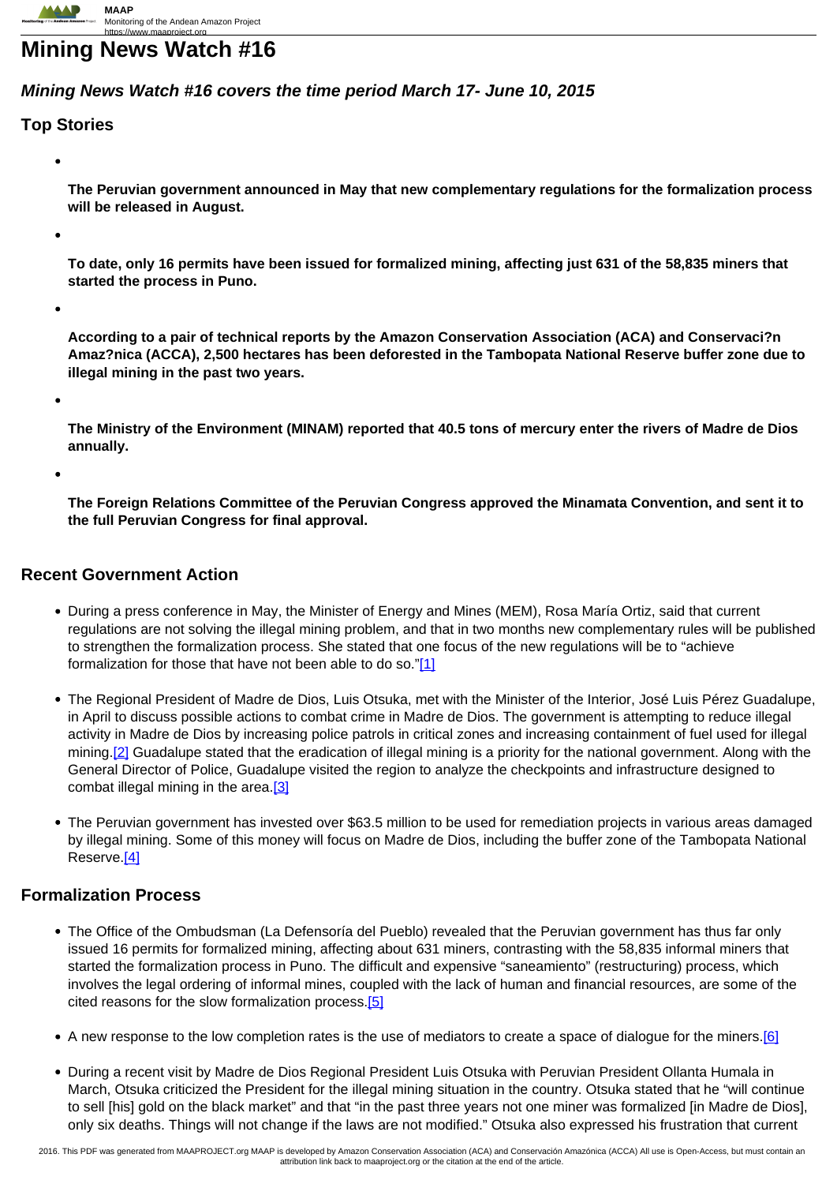# Mining News Watch #16

## *Mining News Watch #16 covers the time period March 17- June 10, 2015*

## Top Stories

- **The Peruvian government announced in May that new complementary regulations for the formalization process will be released in August.**
- **To date, only 16 permits have been issued for formalized mining, affecting just 631 of the 58,835 miners that started the process in Puno.**
- **According to a pair of technical reports by the Amazon Conservation Association (ACA) and Conservaci?n Amaz?nica (ACCA), 2,500 hectares has been deforested in the Tambopata National Reserve buffer zone due to illegal mining in the past two years.**
- **The Ministry of the Environment (MINAM) reported that 40.5 tons of mercury enter the rivers of Madre de Dios annually.**
- **The Foreign Relations Committee of the Peruvian Congress approved the Minamata Convention, and sent it to the full Peruvian Congress for final approval.**

## Recent Government Action

- During a press conference in May, the Minister of Energy and Mines (MEM), Rosa María Ortiz, said that current regulations are not solving the illegal mining problem, and that in two months new complementary rules will be published to strengthen the formalization process. She stated that one focus of the new regulations will be to "achieve formalization for those that have not been able to do so."[1]
- The Regional President of Madre de Dios, Luis Otsuka, met with the Minister of the Interior, José Luis Pérez Guadalupe, in April to discuss possible actions to combat crime in Madre de Dios. The government is attempting to reduce illegal activity in Madre de Dios by increasing police patrols in critical zones and increasing containment of fuel used for illegal mining.[2] Guadalupe stated that the eradication of illegal mining is a priority for the national government. Along with the General Director of Police, Guadalupe visited the region to analyze the checkpoints and infrastructure designed to combat illegal mining in the area.[3]
- The Peruvian government has invested over $63.5 million to be used for remediation projects in various areas damaged by illegal mining. Some of this money will focus on Madre de Dios, including the buffer zone of the Tambopata National Reserve.[4]

## Formalization Process

- The Office of the Ombudsman (La Defensoría del Pueblo) revealed that the Peruvian government has thus far only issued 16 permits for formalized mining, affecting about 631 miners, contrasting with the 58,835 informal miners that started the formalization process in Puno. The difficult and expensive "saneamiento" (restructuring) process, which involves the legal ordering of informal mines, coupled with the lack of human and financial resources, are some of the cited reasons for the slow formalization process.[5]
- A new response to the low completion rates is the use of mediators to create a space of dialogue for the miners.[6]
- During a recent visit by Madre de Dios Regional President Luis Otsuka with Peruvian President Ollanta Humala in March, Otsuka criticized the President for the illegal mining situation in the country. Otsuka stated that he "will continue to sell [his] gold on the black market" and that "in the past three years not one miner was formalized [in Madre de Dios], only six deaths. Things will not change if the laws are not modified." Otsuka also expressed his frustration that current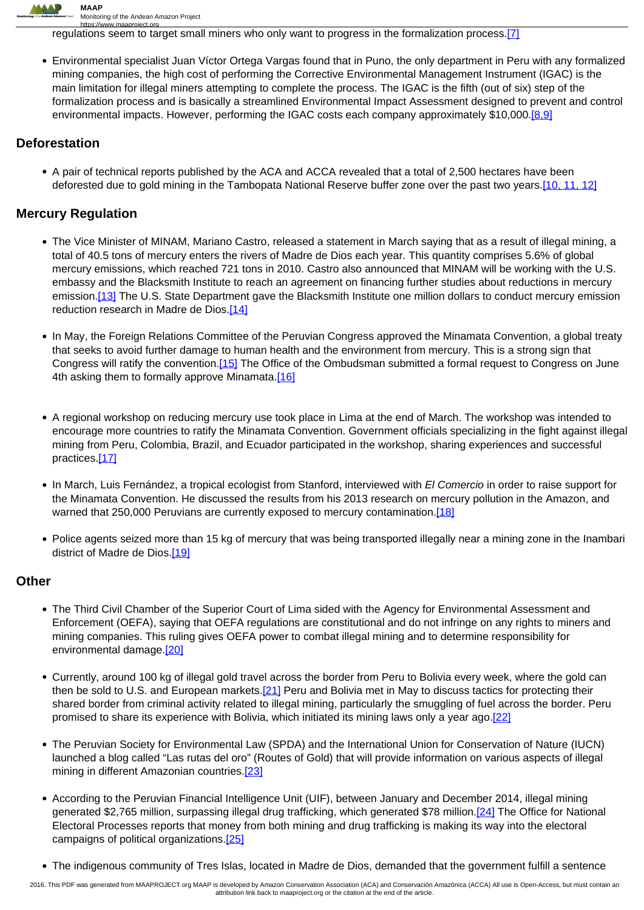regulations seem to target small miners who only want to progress in the formalization process.[7]

- Environmental specialist Juan Víctor Ortega Vargas found that in Puno, the only department in Peru with any formalized mining companies, the high cost of performing the Corrective Environmental Management Instrument (IGAC) is the main limitation for illegal miners attempting to complete the process. The IGAC is the fifth (out of six) step of the formalization process and is basically a streamlined Environmental Impact Assessment designed to prevent and control environmental impacts. However, performing the IGAC costs each company approximately $10,000.[8,9]

## Deforestation

- A pair of technical reports published by the ACA and ACCA revealed that a total of 2,500 hectares have been deforested due to gold mining in the Tambopata National Reserve buffer zone over the past two years.[10, 11, 12]

## Mercury Regulation

- The Vice Minister of MINAM, Mariano Castro, released a statement in March saying that as a result of illegal mining, a total of 40.5 tons of mercury enters the rivers of Madre de Dios each year. This quantity comprises 5.6% of global mercury emissions, which reached 721 tons in 2010. Castro also announced that MINAM will be working with the U.S. embassy and the Blacksmith Institute to reach an agreement on financing further studies about reductions in mercury emission.[13] The U.S. State Department gave the Blacksmith Institute one million dollars to conduct mercury emission reduction research in Madre de Dios.[14]

- In May, the Foreign Relations Committee of the Peruvian Congress approved the Minamata Convention, a global treaty that seeks to avoid further damage to human health and the environment from mercury. This is a strong sign that Congress will ratify the convention.[15] The Office of the Ombudsman submitted a formal request to Congress on June 4th asking them to formally approve Minamata.[16]

- A regional workshop on reducing mercury use took place in Lima at the end of March. The workshop was intended to encourage more countries to ratify the Minamata Convention. Government officials specializing in the fight against illegal mining from Peru, Colombia, Brazil, and Ecuador participated in the workshop, sharing experiences and successful practices.[17]

- In March, Luis Fernández, a tropical ecologist from Stanford, interviewed with *El Comercio* in order to raise support for the Minamata Convention. He discussed the results from his 2013 research on mercury pollution in the Amazon, and warned that 250,000 Peruvians are currently exposed to mercury contamination.[18]

- Police agents seized more than 15 kg of mercury that was being transported illegally near a mining zone in the Inambari district of Madre de Dios.[19]

## Other

- The Third Civil Chamber of the Superior Court of Lima sided with the Agency for Environmental Assessment and Enforcement (OEFA), saying that OEFA regulations are constitutional and do not infringe on any rights to miners and mining companies. This ruling gives OEFA power to combat illegal mining and to determine responsibility for environmental damage.[20]

- Currently, around 100 kg of illegal gold travel across the border from Peru to Bolivia every week, where the gold can then be sold to U.S. and European markets.[21] Peru and Bolivia met in May to discuss tactics for protecting their shared border from criminal activity related to illegal mining, particularly the smuggling of fuel across the border. Peru promised to share its experience with Bolivia, which initiated its mining laws only a year ago.[22]

- The Peruvian Society for Environmental Law (SPDA) and the International Union for Conservation of Nature (IUCN) launched a blog called "Las rutas del oro" (Routes of Gold) that will provide information on various aspects of illegal mining in different Amazonian countries.[23]

- According to the Peruvian Financial Intelligence Unit (UIF), between January and December 2014, illegal mining generated $2,765 million, surpassing illegal drug trafficking, which generated $78 million.[24] The Office for National Electoral Processes reports that money from both mining and drug trafficking is making its way into the electoral campaigns of political organizations.[25]

- The indigenous community of Tres Islas, located in Madre de Dios, demanded that the government fulfill a sentence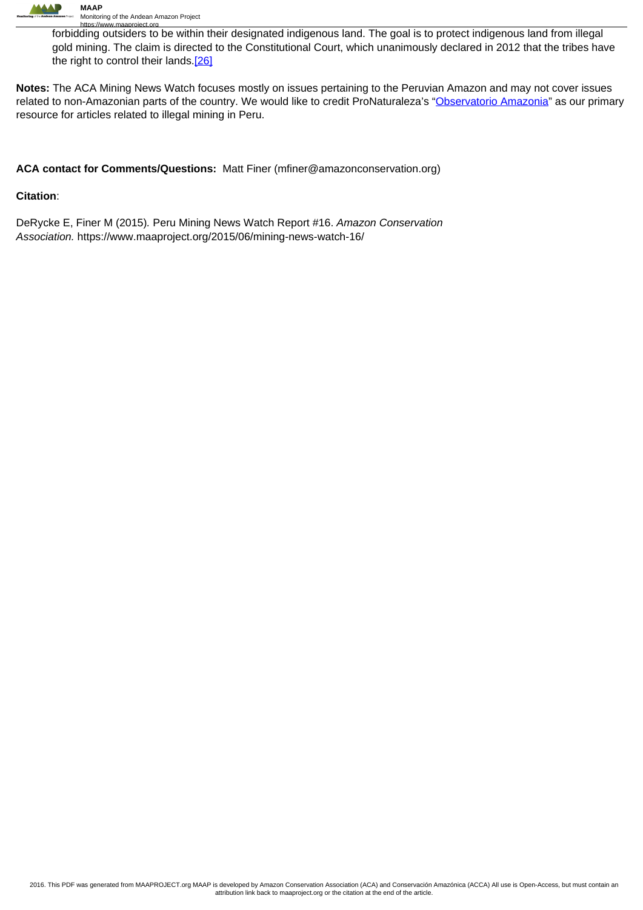forbidding outsiders to be within their designated indigenous land. The goal is to protect indigenous land from illegal gold mining. The claim is directed to the Constitutional Court, which unanimously declared in 2012 that the tribes have the right to control their lands.[26]

**Notes:** The ACA Mining News Watch focuses mostly on issues pertaining to the Peruvian Amazon and may not cover issues related to non-Amazonian parts of the country. We would like to credit ProNaturaleza's "Observatorio Amazonia" as our primary resource for articles related to illegal mining in Peru.

**ACA contact for Comments/Questions:** Matt Finer (mfiner@amazonconservation.org)

**Citation**:

DeRycke E, Finer M (2015). Peru Mining News Watch Report #16. *Amazon Conservation Association.* https://www.maaproject.org/2015/06/mining-news-watch-16/